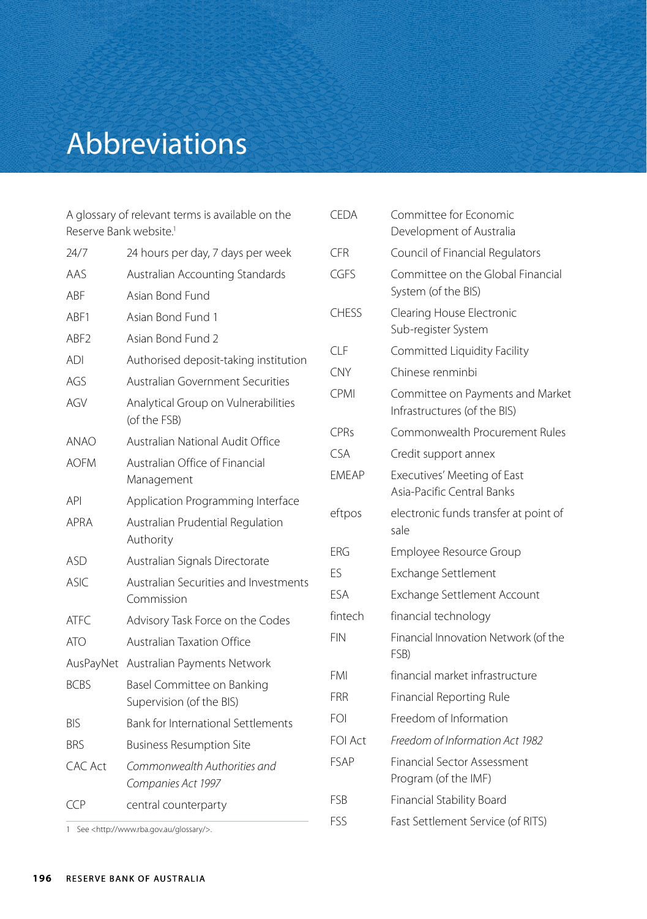# Abbreviations

A glossary of relevant terms is available on the Reserve Bank website.[1]

| | |
|---|---|
| 24/7 | 24 hours per day, 7 days per week |
| AAS | Australian Accounting Standards |
| ABF | Asian Bond Fund |
| ABF1 | Asian Bond Fund 1 |
| ABF2 | Asian Bond Fund 2 |
| ADI | Authorised deposit-taking institution |
| AGS | Australian Government Securities |
| AGV | Analytical Group on Vulnerabilities (of the FSB) |
| ANAO | Australian National Audit Office |
| AOFM | Australian Office of Financial Management |
| API | Application Programming Interface |
| APRA | Australian Prudential Regulation Authority |
| ASD | Australian Signals Directorate |
| ASIC | Australian Securities and Investments Commission |
| ATFC | Advisory Task Force on the Codes |
| ATO | Australian Taxation Office |
| AusPayNet | Australian Payments Network |
| BCBS | Basel Committee on Banking Supervision (of the BIS) |
| BIS | Bank for International Settlements |
| BRS | Business Resumption Site |
| CAC Act | *Commonwealth Authorities and Companies Act 1997* |
| CCP | central counterparty |
| CEDA | Committee for Economic Development of Australia |
| CFR | Council of Financial Regulators |
| CGFS | Committee on the Global Financial System (of the BIS) |
| CHESS | Clearing House Electronic Sub-register System |
| CLF | Committed Liquidity Facility |
| CNY | Chinese renminbi |
| CPMI | Committee on Payments and Market Infrastructures (of the BIS) |
| CPRs | Commonwealth Procurement Rules |
| CSA | Credit support annex |
| EMEAP | Executives' Meeting of East Asia-Pacific Central Banks |
| eftpos | electronic funds transfer at point of sale |
| ERG | Employee Resource Group |
| ES | Exchange Settlement |
| ESA | Exchange Settlement Account |
| fintech | financial technology |
| FIN | Financial Innovation Network (of the FSB) |
| FMI | financial market infrastructure |
| FRR | Financial Reporting Rule |
| FOI | Freedom of Information |
| FOI Act | *Freedom of Information Act 1982* |
| FSAP | Financial Sector Assessment Program (of the IMF) |
| FSB | Financial Stability Board |
| FSS | Fast Settlement Service (of RITS) |

1 See <http://www.rba.gov.au/glossary/>.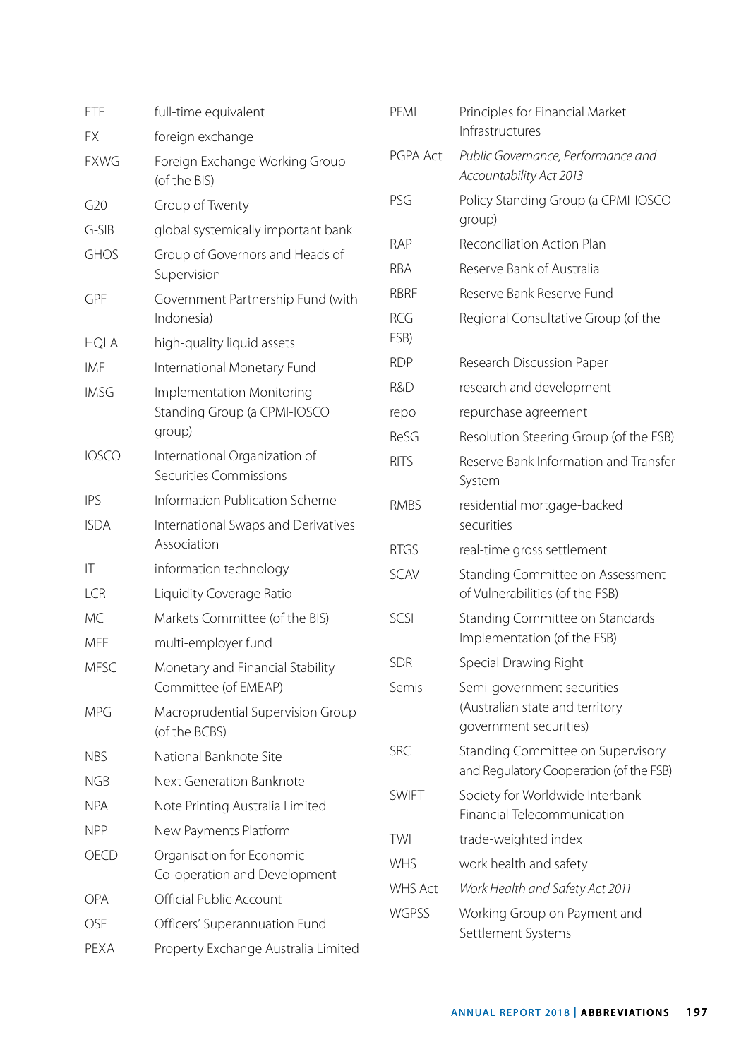| | |
|---|---|
| FTE | full-time equivalent |
| FX | foreign exchange |
| FXWG | Foreign Exchange Working Group (of the BIS) |
| G20 | Group of Twenty |
| G-SIB | global systemically important bank |
| GHOS | Group of Governors and Heads of Supervision |
| GPF | Government Partnership Fund (with Indonesia) |
| HQLA | high-quality liquid assets |
| IMF | International Monetary Fund |
| IMSG | Implementation Monitoring Standing Group (a CPMI-IOSCO group) |
| IOSCO | International Organization of Securities Commissions |
| IPS | Information Publication Scheme |
| ISDA | International Swaps and Derivatives Association |
| IT | information technology |
| LCR | Liquidity Coverage Ratio |
| MC | Markets Committee (of the BIS) |
| MEF | multi-employer fund |
| MFSC | Monetary and Financial Stability Committee (of EMEAP) |
| MPG | Macroprudential Supervision Group (of the BCBS) |
| NBS | National Banknote Site |
| NGB | Next Generation Banknote |
| NPA | Note Printing Australia Limited |
| NPP | New Payments Platform |
| OECD | Organisation for Economic Co-operation and Development |
| OPA | Official Public Account |
| OSF | Officers' Superannuation Fund |
| PEXA | Property Exchange Australia Limited |
| PFMI | Principles for Financial Market Infrastructures |
| PGPA Act | *Public Governance, Performance and Accountability Act 2013* |
| PSG | Policy Standing Group (a CPMI-IOSCO group) |
| RAP | Reconciliation Action Plan |
| RBA | Reserve Bank of Australia |
| RBRF | Reserve Bank Reserve Fund |
| RCG | Regional Consultative Group (of the FSB) |
| RDP | Research Discussion Paper |
| R&D | research and development |
| repo | repurchase agreement |
| ReSG | Resolution Steering Group (of the FSB) |
| RITS | Reserve Bank Information and Transfer System |
| RMBS | residential mortgage-backed securities |
| RTGS | real-time gross settlement |
| SCAV | Standing Committee on Assessment of Vulnerabilities (of the FSB) |
| SCSI | Standing Committee on Standards Implementation (of the FSB) |
| SDR | Special Drawing Right |
| Semis | Semi-government securities (Australian state and territory government securities) |
| SRC | Standing Committee on Supervisory and Regulatory Cooperation (of the FSB) |
| SWIFT | Society for Worldwide Interbank Financial Telecommunication |
| TWI | trade-weighted index |
| WHS | work health and safety |
| WHS Act | *Work Health and Safety Act 2011* |
| WGPSS | Working Group on Payment and Settlement Systems |